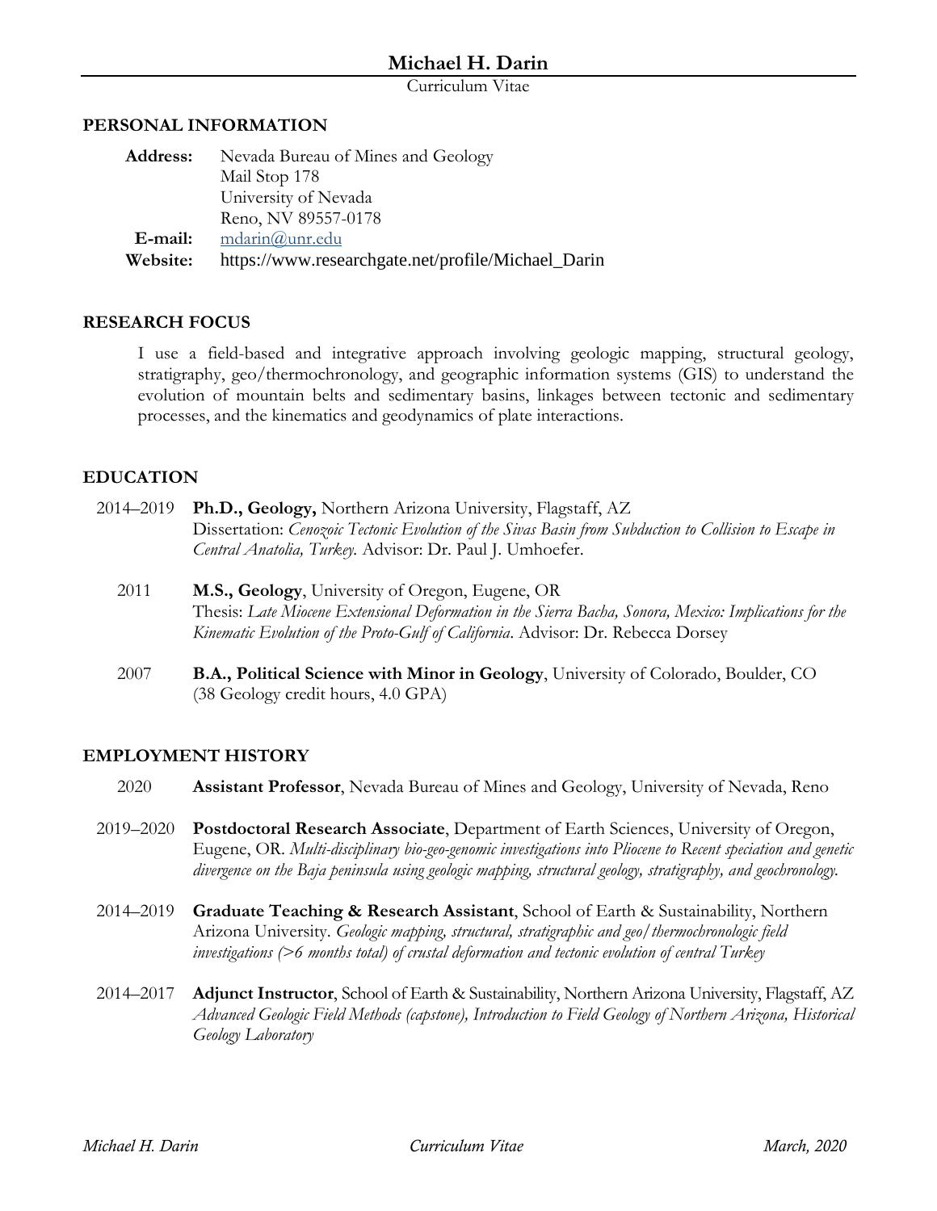# Michael H. Darin

Curriculum Vitae

## PERSONAL INFORMATION

**Address:** Nevada Bureau of Mines and Geology
Mail Stop 178
University of Nevada
Reno, NV 89557-0178

**E-mail:** mdarin@unr.edu

**Website:** https://www.researchgate.net/profile/Michael_Darin

## RESEARCH FOCUS

I use a field-based and integrative approach involving geologic mapping, structural geology, stratigraphy, geo/thermochronology, and geographic information systems (GIS) to understand the evolution of mountain belts and sedimentary basins, linkages between tectonic and sedimentary processes, and the kinematics and geodynamics of plate interactions.

## EDUCATION

2014–2019 **Ph.D., Geology,** Northern Arizona University, Flagstaff, AZ
Dissertation: *Cenozoic Tectonic Evolution of the Sivas Basin from Subduction to Collision to Escape in Central Anatolia, Turkey.* Advisor: Dr. Paul J. Umhoefer.

2011 **M.S., Geology**, University of Oregon, Eugene, OR
Thesis: *Late Miocene Extensional Deformation in the Sierra Bacha, Sonora, Mexico: Implications for the Kinematic Evolution of the Proto-Gulf of California*. Advisor: Dr. Rebecca Dorsey

2007 **B.A., Political Science with Minor in Geology**, University of Colorado, Boulder, CO
(38 Geology credit hours, 4.0 GPA)

## EMPLOYMENT HISTORY

2020 **Assistant Professor**, Nevada Bureau of Mines and Geology, University of Nevada, Reno

2019–2020 **Postdoctoral Research Associate**, Department of Earth Sciences, University of Oregon, Eugene, OR. *Multi-disciplinary bio-geo-genomic investigations into Pliocene to Recent speciation and genetic divergence on the Baja peninsula using geologic mapping, structural geology, stratigraphy, and geochronology.*

2014–2019 **Graduate Teaching & Research Assistant**, School of Earth & Sustainability, Northern Arizona University. *Geologic mapping, structural, stratigraphic and geo/thermochronologic field investigations (>6 months total) of crustal deformation and tectonic evolution of central Turkey*

2014–2017 **Adjunct Instructor**, School of Earth & Sustainability, Northern Arizona University, Flagstaff, AZ
*Advanced Geologic Field Methods (capstone), Introduction to Field Geology of Northern Arizona, Historical Geology Laboratory*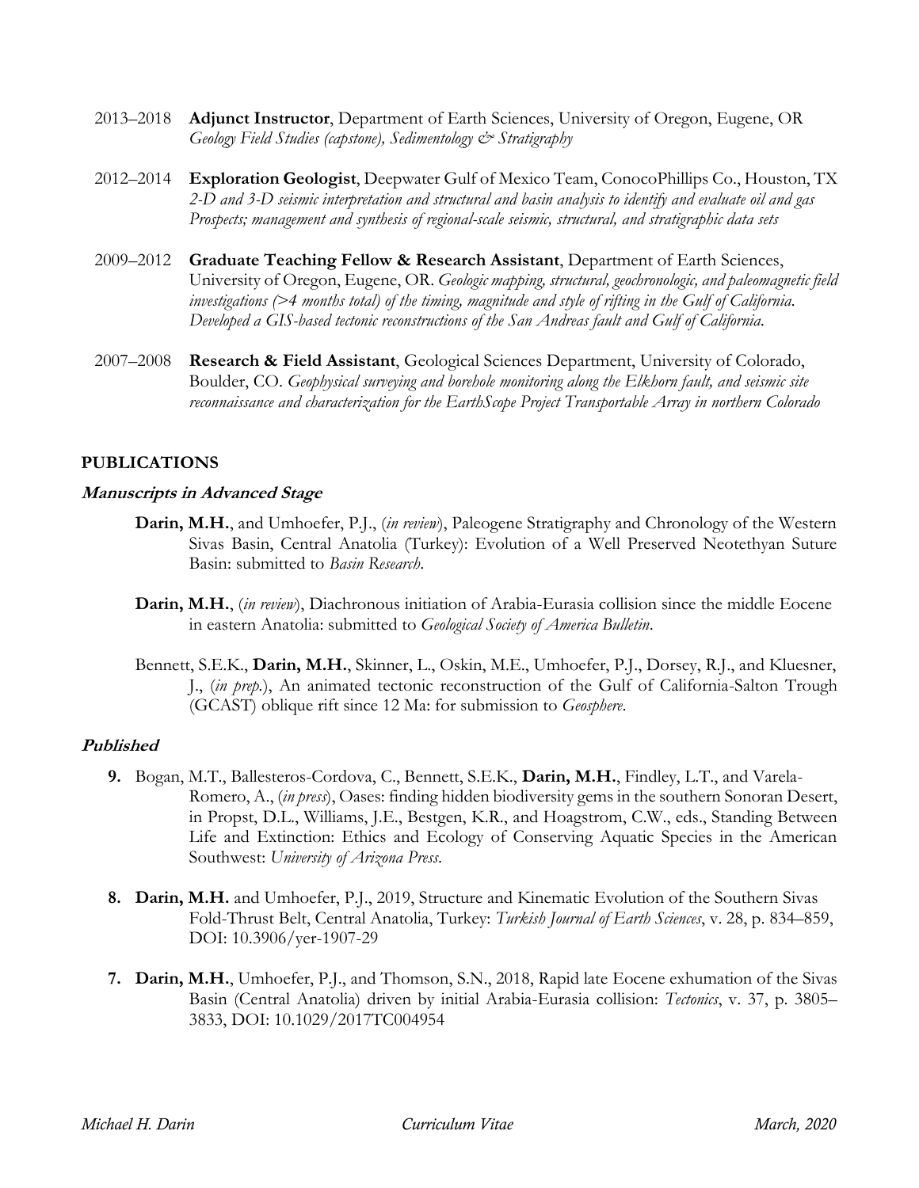2013–2018 **Adjunct Instructor**, Department of Earth Sciences, University of Oregon, Eugene, OR
*Geology Field Studies (capstone), Sedimentology & Stratigraphy*

2012–2014 **Exploration Geologist**, Deepwater Gulf of Mexico Team, ConocoPhillips Co., Houston, TX
*2-D and 3-D seismic interpretation and structural and basin analysis to identify and evaluate oil and gas Prospects; management and synthesis of regional-scale seismic, structural, and stratigraphic data sets*

2009–2012 **Graduate Teaching Fellow & Research Assistant**, Department of Earth Sciences, University of Oregon, Eugene, OR. *Geologic mapping, structural, geochronologic, and paleomagnetic field investigations (>4 months total) of the timing, magnitude and style of rifting in the Gulf of California. Developed a GIS-based tectonic reconstructions of the San Andreas fault and Gulf of California.*

2007–2008 **Research & Field Assistant**, Geological Sciences Department, University of Colorado, Boulder, CO. *Geophysical surveying and borehole monitoring along the Elkhorn fault, and seismic site reconnaissance and characterization for the EarthScope Project Transportable Array in northern Colorado*

## PUBLICATIONS

### *Manuscripts in Advanced Stage*

**Darin, M.H.**, and Umhoefer, P.J., (*in review*), Paleogene Stratigraphy and Chronology of the Western Sivas Basin, Central Anatolia (Turkey): Evolution of a Well Preserved Neotethyan Suture Basin: submitted to *Basin Research*.

**Darin, M.H.**, (*in review*), Diachronous initiation of Arabia-Eurasia collision since the middle Eocene in eastern Anatolia: submitted to *Geological Society of America Bulletin*.

Bennett, S.E.K., **Darin, M.H.**, Skinner, L., Oskin, M.E., Umhoefer, P.J., Dorsey, R.J., and Kluesner, J., (*in prep.*), An animated tectonic reconstruction of the Gulf of California-Salton Trough (GCAST) oblique rift since 12 Ma: for submission to *Geosphere*.

### *Published*

**9.** Bogan, M.T., Ballesteros-Cordova, C., Bennett, S.E.K., **Darin, M.H.**, Findley, L.T., and Varela-Romero, A., (*in press*), Oases: finding hidden biodiversity gems in the southern Sonoran Desert, in Propst, D.L., Williams, J.E., Bestgen, K.R., and Hoagstrom, C.W., eds., Standing Between Life and Extinction: Ethics and Ecology of Conserving Aquatic Species in the American Southwest: *University of Arizona Press*.

**8.** **Darin, M.H.** and Umhoefer, P.J., 2019, Structure and Kinematic Evolution of the Southern Sivas Fold-Thrust Belt, Central Anatolia, Turkey: *Turkish Journal of Earth Sciences*, v. 28, p. 834–859, DOI: 10.3906/yer-1907-29

**7.** **Darin, M.H.**, Umhoefer, P.J., and Thomson, S.N., 2018, Rapid late Eocene exhumation of the Sivas Basin (Central Anatolia) driven by initial Arabia-Eurasia collision: *Tectonics*, v. 37, p. 3805–3833, DOI: 10.1029/2017TC004954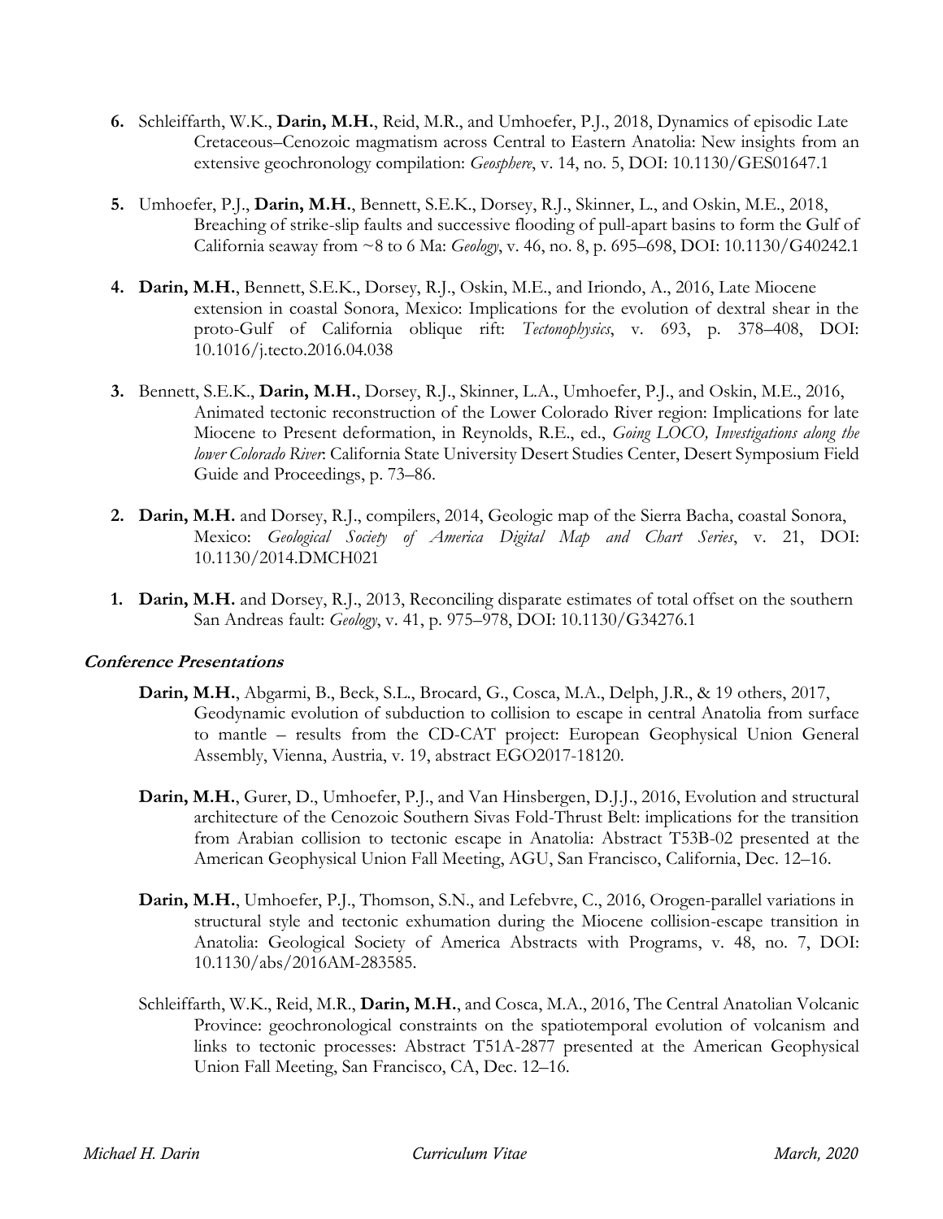6. Schleiffarth, W.K., **Darin, M.H.**, Reid, M.R., and Umhoefer, P.J., 2018, Dynamics of episodic Late Cretaceous–Cenozoic magmatism across Central to Eastern Anatolia: New insights from an extensive geochronology compilation: *Geosphere*, v. 14, no. 5, DOI: 10.1130/GES01647.1

5. Umhoefer, P.J., **Darin, M.H.**, Bennett, S.E.K., Dorsey, R.J., Skinner, L., and Oskin, M.E., 2018, Breaching of strike-slip faults and successive flooding of pull-apart basins to form the Gulf of California seaway from ~8 to 6 Ma: *Geology*, v. 46, no. 8, p. 695–698, DOI: 10.1130/G40242.1

4. **Darin, M.H.**, Bennett, S.E.K., Dorsey, R.J., Oskin, M.E., and Iriondo, A., 2016, Late Miocene extension in coastal Sonora, Mexico: Implications for the evolution of dextral shear in the proto-Gulf of California oblique rift: *Tectonophysics*, v. 693, p. 378–408, DOI: 10.1016/j.tecto.2016.04.038

3. Bennett, S.E.K., **Darin, M.H.**, Dorsey, R.J., Skinner, L.A., Umhoefer, P.J., and Oskin, M.E., 2016, Animated tectonic reconstruction of the Lower Colorado River region: Implications for late Miocene to Present deformation, in Reynolds, R.E., ed., *Going LOCO, Investigations along the lower Colorado River*: California State University Desert Studies Center, Desert Symposium Field Guide and Proceedings, p. 73–86.

2. **Darin, M.H.** and Dorsey, R.J., compilers, 2014, Geologic map of the Sierra Bacha, coastal Sonora, Mexico: *Geological Society of America Digital Map and Chart Series*, v. 21, DOI: 10.1130/2014.DMCH021

1. **Darin, M.H.** and Dorsey, R.J., 2013, Reconciling disparate estimates of total offset on the southern San Andreas fault: *Geology*, v. 41, p. 975–978, DOI: 10.1130/G34276.1

### *Conference Presentations*

**Darin, M.H.**, Abgarmi, B., Beck, S.L., Brocard, G., Cosca, M.A., Delph, J.R., & 19 others, 2017, Geodynamic evolution of subduction to collision to escape in central Anatolia from surface to mantle – results from the CD-CAT project: European Geophysical Union General Assembly, Vienna, Austria, v. 19, abstract EGO2017-18120.

**Darin, M.H.**, Gurer, D., Umhoefer, P.J., and Van Hinsbergen, D.J.J., 2016, Evolution and structural architecture of the Cenozoic Southern Sivas Fold-Thrust Belt: implications for the transition from Arabian collision to tectonic escape in Anatolia: Abstract T53B-02 presented at the American Geophysical Union Fall Meeting, AGU, San Francisco, California, Dec. 12–16.

**Darin, M.H.**, Umhoefer, P.J., Thomson, S.N., and Lefebvre, C., 2016, Orogen-parallel variations in structural style and tectonic exhumation during the Miocene collision-escape transition in Anatolia: Geological Society of America Abstracts with Programs, v. 48, no. 7, DOI: 10.1130/abs/2016AM-283585.

Schleiffarth, W.K., Reid, M.R., **Darin, M.H.**, and Cosca, M.A., 2016, The Central Anatolian Volcanic Province: geochronological constraints on the spatiotemporal evolution of volcanism and links to tectonic processes: Abstract T51A-2877 presented at the American Geophysical Union Fall Meeting, San Francisco, CA, Dec. 12–16.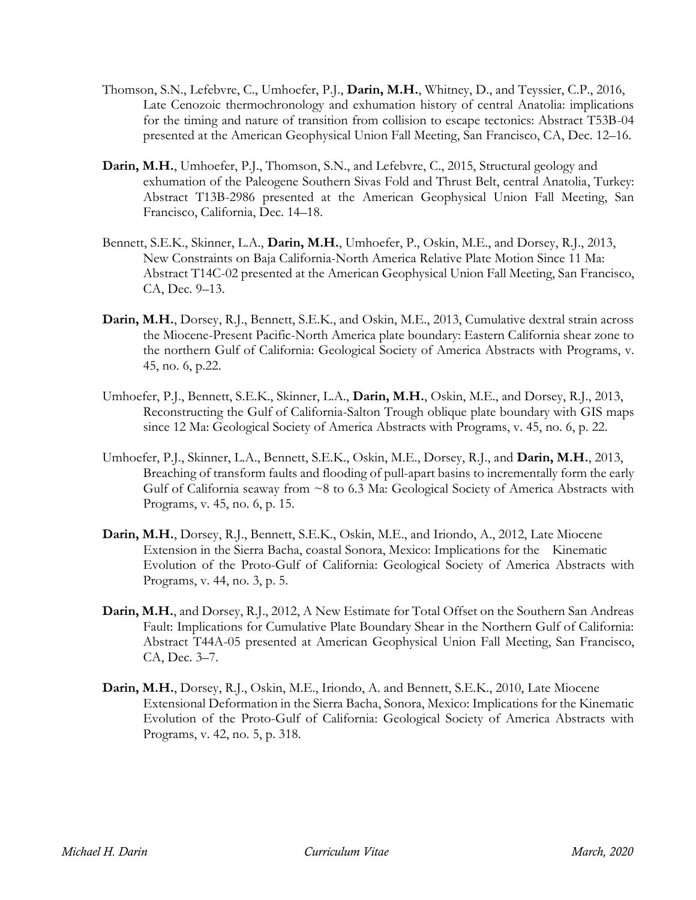Thomson, S.N., Lefebvre, C., Umhoefer, P.J., **Darin, M.H.**, Whitney, D., and Teyssier, C.P., 2016, Late Cenozoic thermochronology and exhumation history of central Anatolia: implications for the timing and nature of transition from collision to escape tectonics: Abstract T53B-04 presented at the American Geophysical Union Fall Meeting, San Francisco, CA, Dec. 12–16.

**Darin, M.H.**, Umhoefer, P.J., Thomson, S.N., and Lefebvre, C., 2015, Structural geology and exhumation of the Paleogene Southern Sivas Fold and Thrust Belt, central Anatolia, Turkey: Abstract T13B-2986 presented at the American Geophysical Union Fall Meeting, San Francisco, California, Dec. 14–18.

Bennett, S.E.K., Skinner, L.A., **Darin, M.H.**, Umhoefer, P., Oskin, M.E., and Dorsey, R.J., 2013, New Constraints on Baja California-North America Relative Plate Motion Since 11 Ma: Abstract T14C-02 presented at the American Geophysical Union Fall Meeting, San Francisco, CA, Dec. 9–13.

**Darin, M.H.**, Dorsey, R.J., Bennett, S.E.K., and Oskin, M.E., 2013, Cumulative dextral strain across the Miocene-Present Pacific-North America plate boundary: Eastern California shear zone to the northern Gulf of California: Geological Society of America Abstracts with Programs, v. 45, no. 6, p.22.

Umhoefer, P.J., Bennett, S.E.K., Skinner, L.A., **Darin, M.H.**, Oskin, M.E., and Dorsey, R.J., 2013, Reconstructing the Gulf of California-Salton Trough oblique plate boundary with GIS maps since 12 Ma: Geological Society of America Abstracts with Programs, v. 45, no. 6, p. 22.

Umhoefer, P.J., Skinner, L.A., Bennett, S.E.K., Oskin, M.E., Dorsey, R.J., and **Darin, M.H.**, 2013, Breaching of transform faults and flooding of pull-apart basins to incrementally form the early Gulf of California seaway from ~8 to 6.3 Ma: Geological Society of America Abstracts with Programs, v. 45, no. 6, p. 15.

**Darin, M.H.**, Dorsey, R.J., Bennett, S.E.K., Oskin, M.E., and Iriondo, A., 2012, Late Miocene Extension in the Sierra Bacha, coastal Sonora, Mexico: Implications for the Kinematic Evolution of the Proto-Gulf of California: Geological Society of America Abstracts with Programs, v. 44, no. 3, p. 5.

**Darin, M.H.**, and Dorsey, R.J., 2012, A New Estimate for Total Offset on the Southern San Andreas Fault: Implications for Cumulative Plate Boundary Shear in the Northern Gulf of California: Abstract T44A-05 presented at American Geophysical Union Fall Meeting, San Francisco, CA, Dec. 3–7.

**Darin, M.H.**, Dorsey, R.J., Oskin, M.E., Iriondo, A. and Bennett, S.E.K., 2010, Late Miocene Extensional Deformation in the Sierra Bacha, Sonora, Mexico: Implications for the Kinematic Evolution of the Proto-Gulf of California: Geological Society of America Abstracts with Programs, v. 42, no. 5, p. 318.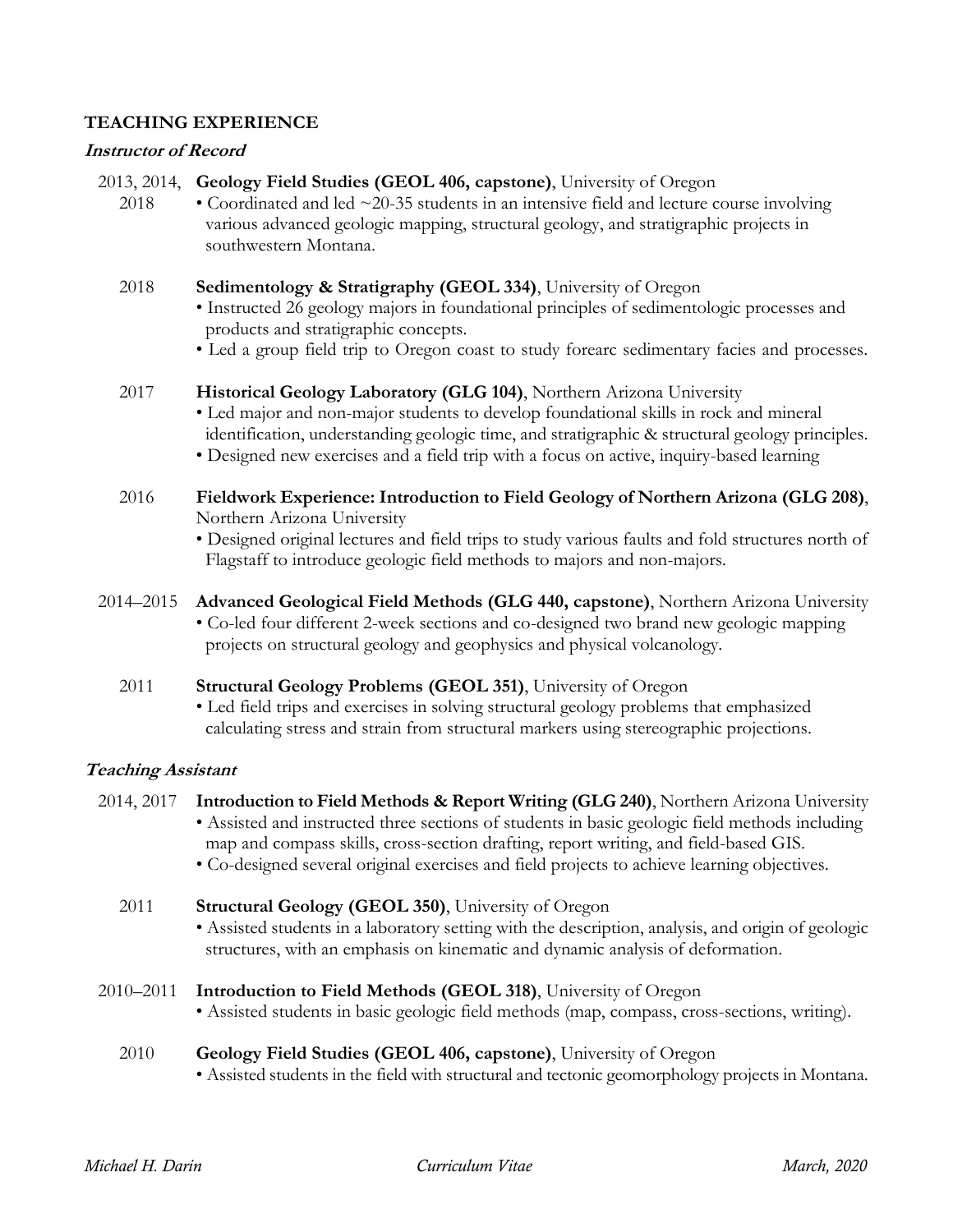## TEACHING EXPERIENCE

### *Instructor of Record*

**2013, 2014, 2018** — **Geology Field Studies (GEOL 406, capstone)**, University of Oregon
- Coordinated and led ~20-35 students in an intensive field and lecture course involving various advanced geologic mapping, structural geology, and stratigraphic projects in southwestern Montana.

**2018** — **Sedimentology & Stratigraphy (GEOL 334)**, University of Oregon
- Instructed 26 geology majors in foundational principles of sedimentologic processes and products and stratigraphic concepts.
- Led a group field trip to Oregon coast to study forearc sedimentary facies and processes.

**2017** — **Historical Geology Laboratory (GLG 104)**, Northern Arizona University
- Led major and non-major students to develop foundational skills in rock and mineral identification, understanding geologic time, and stratigraphic & structural geology principles.
- Designed new exercises and a field trip with a focus on active, inquiry-based learning

**2016** — **Fieldwork Experience: Introduction to Field Geology of Northern Arizona (GLG 208)**, Northern Arizona University
- Designed original lectures and field trips to study various faults and fold structures north of Flagstaff to introduce geologic field methods to majors and non-majors.

**2014–2015** — **Advanced Geological Field Methods (GLG 440, capstone)**, Northern Arizona University
- Co-led four different 2-week sections and co-designed two brand new geologic mapping projects on structural geology and geophysics and physical volcanology.

**2011** — **Structural Geology Problems (GEOL 351)**, University of Oregon
- Led field trips and exercises in solving structural geology problems that emphasized calculating stress and strain from structural markers using stereographic projections.

### *Teaching Assistant*

**2014, 2017** — **Introduction to Field Methods & Report Writing (GLG 240)**, Northern Arizona University
- Assisted and instructed three sections of students in basic geologic field methods including map and compass skills, cross-section drafting, report writing, and field-based GIS.
- Co-designed several original exercises and field projects to achieve learning objectives.

**2011** — **Structural Geology (GEOL 350)**, University of Oregon
- Assisted students in a laboratory setting with the description, analysis, and origin of geologic structures, with an emphasis on kinematic and dynamic analysis of deformation.

**2010–2011** — **Introduction to Field Methods (GEOL 318)**, University of Oregon
- Assisted students in basic geologic field methods (map, compass, cross-sections, writing).

**2010** — **Geology Field Studies (GEOL 406, capstone)**, University of Oregon
- Assisted students in the field with structural and tectonic geomorphology projects in Montana.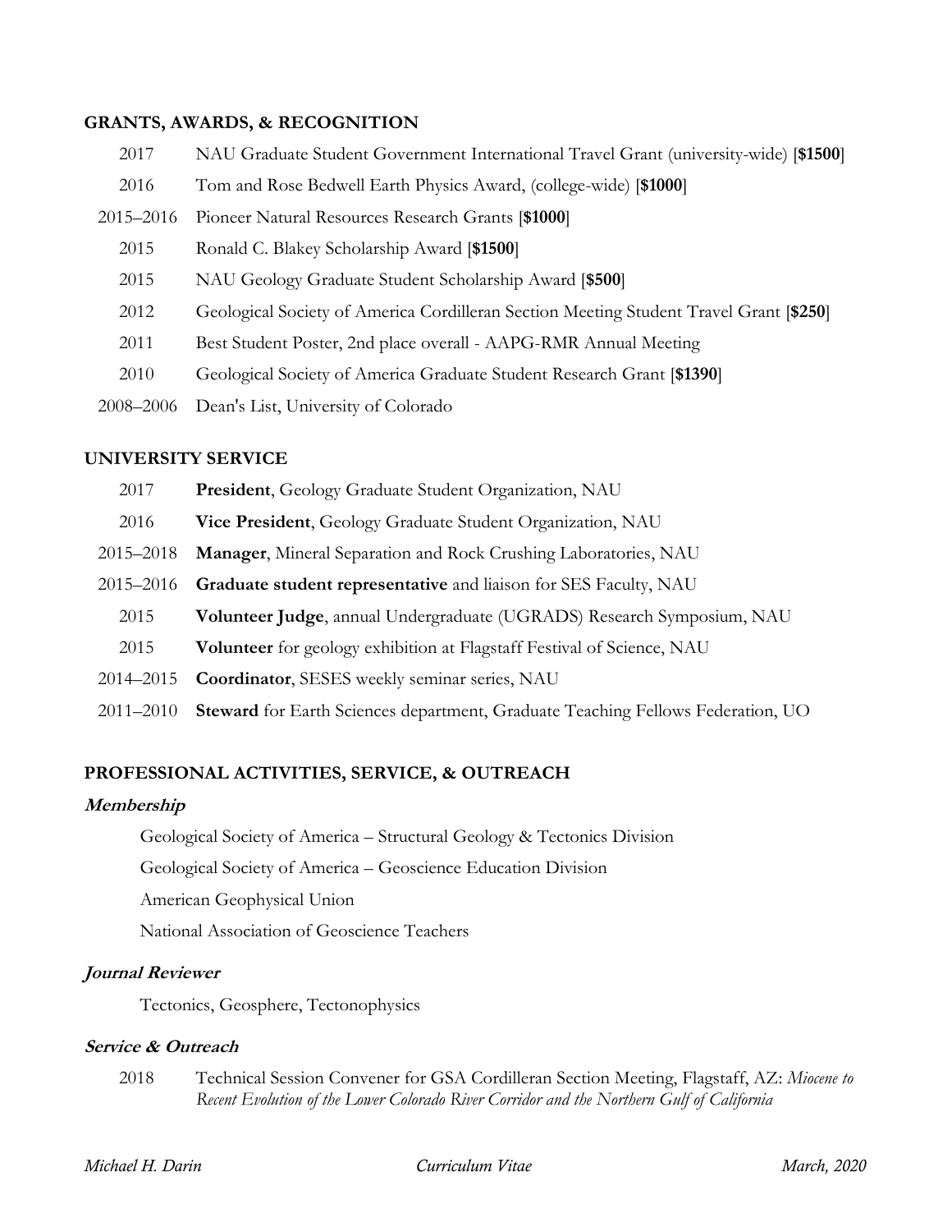## GRANTS, AWARDS, & RECOGNITION

| | |
|---|---|
| 2017 | NAU Graduate Student Government International Travel Grant (university-wide) [**$1500**] |
| 2016 | Tom and Rose Bedwell Earth Physics Award, (college-wide) [**$1000**] |
| 2015–2016 | Pioneer Natural Resources Research Grants [**$1000**] |
| 2015 | Ronald C. Blakey Scholarship Award [**$1500**] |
| 2015 | NAU Geology Graduate Student Scholarship Award [**$500**] |
| 2012 | Geological Society of America Cordilleran Section Meeting Student Travel Grant [**$250**] |
| 2011 | Best Student Poster, 2nd place overall - AAPG-RMR Annual Meeting |
| 2010 | Geological Society of America Graduate Student Research Grant [**$1390**] |
| 2008–2006 | Dean's List, University of Colorado |

## UNIVERSITY SERVICE

| | |
|---|---|
| 2017 | **President**, Geology Graduate Student Organization, NAU |
| 2016 | **Vice President**, Geology Graduate Student Organization, NAU |
| 2015–2018 | **Manager**, Mineral Separation and Rock Crushing Laboratories, NAU |
| 2015–2016 | **Graduate student representative** and liaison for SES Faculty, NAU |
| 2015 | **Volunteer Judge**, annual Undergraduate (UGRADS) Research Symposium, NAU |
| 2015 | **Volunteer** for geology exhibition at Flagstaff Festival of Science, NAU |
| 2014–2015 | **Coordinator**, SESES weekly seminar series, NAU |
| 2011–2010 | **Steward** for Earth Sciences department, Graduate Teaching Fellows Federation, UO |

## PROFESSIONAL ACTIVITIES, SERVICE, & OUTREACH

### *Membership*

Geological Society of America – Structural Geology & Tectonics Division

Geological Society of America – Geoscience Education Division

American Geophysical Union

National Association of Geoscience Teachers

### *Journal Reviewer*

Tectonics, Geosphere, Tectonophysics

### *Service & Outreach*

| | |
|---|---|
| 2018 | Technical Session Convener for GSA Cordilleran Section Meeting, Flagstaff, AZ: *Miocene to Recent Evolution of the Lower Colorado River Corridor and the Northern Gulf of California* |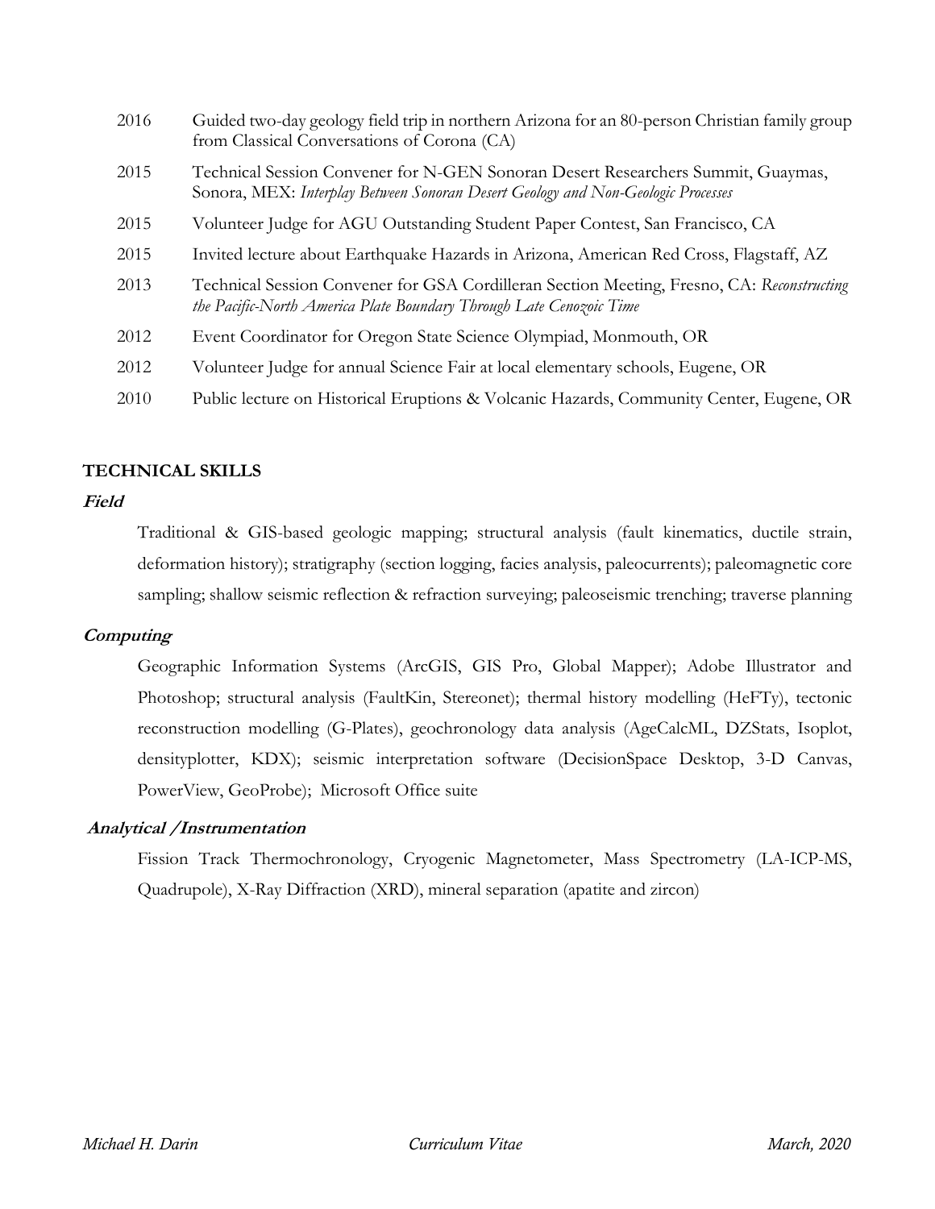2016 Guided two-day geology field trip in northern Arizona for an 80-person Christian family group from Classical Conversations of Corona (CA)

2015 Technical Session Convener for N-GEN Sonoran Desert Researchers Summit, Guaymas, Sonora, MEX: *Interplay Between Sonoran Desert Geology and Non-Geologic Processes*

2015 Volunteer Judge for AGU Outstanding Student Paper Contest, San Francisco, CA

2015 Invited lecture about Earthquake Hazards in Arizona, American Red Cross, Flagstaff, AZ

2013 Technical Session Convener for GSA Cordilleran Section Meeting, Fresno, CA: *Reconstructing the Pacific-North America Plate Boundary Through Late Cenozoic Time*

2012 Event Coordinator for Oregon State Science Olympiad, Monmouth, OR

2012 Volunteer Judge for annual Science Fair at local elementary schools, Eugene, OR

2010 Public lecture on Historical Eruptions & Volcanic Hazards, Community Center, Eugene, OR

## TECHNICAL SKILLS

### *Field*

Traditional & GIS-based geologic mapping; structural analysis (fault kinematics, ductile strain, deformation history); stratigraphy (section logging, facies analysis, paleocurrents); paleomagnetic core sampling; shallow seismic reflection & refraction surveying; paleoseismic trenching; traverse planning

### *Computing*

Geographic Information Systems (ArcGIS, GIS Pro, Global Mapper); Adobe Illustrator and Photoshop; structural analysis (FaultKin, Stereonet); thermal history modelling (HeFTy), tectonic reconstruction modelling (G-Plates), geochronology data analysis (AgeCalcML, DZStats, Isoplot, densityplotter, KDX); seismic interpretation software (DecisionSpace Desktop, 3-D Canvas, PowerView, GeoProbe); Microsoft Office suite

### *Analytical /Instrumentation*

Fission Track Thermochronology, Cryogenic Magnetometer, Mass Spectrometry (LA-ICP-MS, Quadrupole), X-Ray Diffraction (XRD), mineral separation (apatite and zircon)